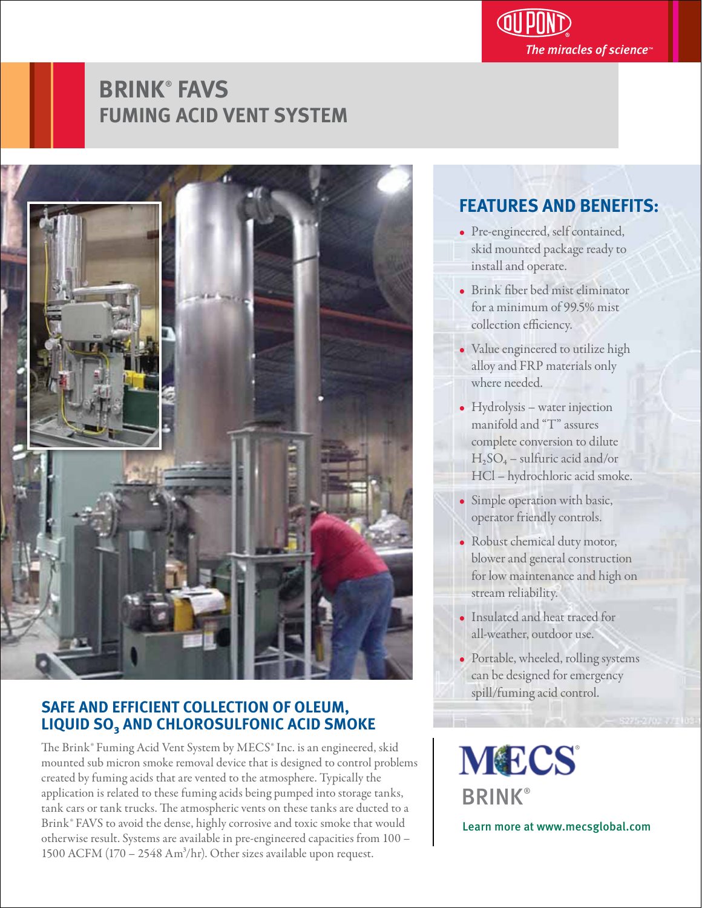DUPONT
*The miracles of science™*

# BRINK® FAVS
## FUMING ACID VENT SYSTEM

## SAFE AND EFFICIENT COLLECTION OF OLEUM, LIQUID $SO_3$ AND CHLOROSULFONIC ACID SMOKE

The Brink® Fuming Acid Vent System by MECS® Inc. is an engineered, skid mounted sub micron smoke removal device that is designed to control problems created by fuming acids that are vented to the atmosphere. Typically the application is related to these fuming acids being pumped into storage tanks, tank cars or tank trucks. The atmospheric vents on these tanks are ducted to a Brink® FAVS to avoid the dense, highly corrosive and toxic smoke that would otherwise result. Systems are available in pre-engineered capacities from 100 – 1500 ACFM (170 – 2548 $Am^3/hr$). Other sizes available upon request.

## FEATURES AND BENEFITS:

- Pre-engineered, self contained, skid mounted package ready to install and operate.
- Brink fiber bed mist eliminator for a minimum of 99.5% mist collection efficiency.
- Value engineered to utilize high alloy and FRP materials only where needed.
- Hydrolysis – water injection manifold and "T" assures complete conversion to dilute $H_2SO_4$ – sulfuric acid and/or HCl – hydrochloric acid smoke.
- Simple operation with basic, operator friendly controls.
- Robust chemical duty motor, blower and general construction for low maintenance and high on stream reliability.
- Insulated and heat traced for all-weather, outdoor use.
- Portable, wheeled, rolling systems can be designed for emergency spill/fuming acid control.

MECS®
BRINK®

Learn more at www.mecsglobal.com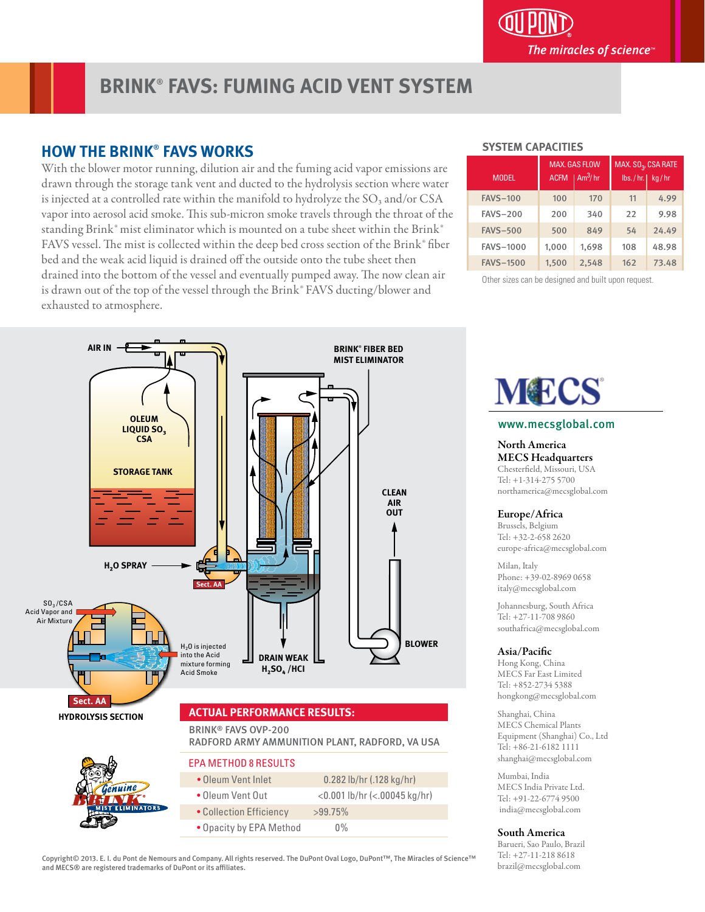# BRINK® FAVS: FUMING ACID VENT SYSTEM

## HOW THE BRINK® FAVS WORKS

With the blower motor running, dilution air and the fuming acid vapor emissions are drawn through the storage tank vent and ducted to the hydrolysis section where water is injected at a controlled rate within the manifold to hydrolyze the $SO_3$ and/or CSA vapor into aerosol acid smoke. This sub-micron smoke travels through the throat of the standing Brink® mist eliminator which is mounted on a tube sheet within the Brink® FAVS vessel. The mist is collected within the deep bed cross section of the Brink® fiber bed and the weak acid liquid is drained off the outside onto the tube sheet then drained into the bottom of the vessel and eventually pumped away. The now clean air is drawn out of the top of the vessel through the Brink® FAVS ducting/blower and exhausted to atmosphere.

### SYSTEM CAPACITIES

| MODEL | MAX. GAS FLOW | | MAX. $SO_3$, CSA RATE | |
|---|---|---|---|---|
| | ACFM | $Am^3$/hr | lbs./hr. | kg/hr |
| FAVS–100 | 100 | 170 | 11 | 4.99 |
| FAVS–200 | 200 | 340 | 22 | 9.98 |
| FAVS–500 | 500 | 849 | 54 | 24.49 |
| FAVS–1000 | 1,000 | 1,698 | 108 | 48.98 |
| FAVS–1500 | 1,500 | 2,548 | 162 | 73.48 |

Other sizes can be designed and built upon request.

AIR IN

OLEUM
LIQUID $SO_3$
CSA

STORAGE TANK

$H_2O$ SPRAY

Sect. AA

BRINK® FIBER BED MIST ELIMINATOR

CLEAN AIR OUT

BLOWER

DRAIN WEAK $H_2SO_4$ /HCl

$SO_3$/CSA Acid Vapor and Air Mixture

$H_2O$ is injected into the Acid mixture forming Acid Smoke

Sect. AA
HYDROLYSIS SECTION

### ACTUAL PERFORMANCE RESULTS:

BRINK® FAVS OVP-200
RADFORD ARMY AMMUNITION PLANT, RADFORD, VA USA

EPA METHOD 8 RESULTS

| | |
|---|---|
| • Oleum Vent Inlet | 0.282 lb/hr (.128 kg/hr) |
| • Oleum Vent Out | <0.001 lb/hr (<.00045 kg/hr) |
| • Collection Efficiency | >99.75% |
| • Opacity by EPA Method | 0% |

Genuine BRINK® MIST ELIMINATORS

MECS®

www.mecsglobal.com

**North America**
**MECS Headquarters**
Chesterfield, Missouri, USA
Tel: +1-314-275 5700
northamerica@mecsglobal.com

**Europe/Africa**
Brussels, Belgium
Tel: +32-2-658 2620
europe-africa@mecsglobal.com

Milan, Italy
Phone: +39-02-8969 0658
italy@mecsglobal.com

Johannesburg, South Africa
Tel: +27-11-708 9860
southafrica@mecsglobal.com

**Asia/Pacific**
Hong Kong, China
MECS Far East Limited
Tel: +852-2734 5388
hongkong@mecsglobal.com

Shanghai, China
MECS Chemical Plants Equipment (Shanghai) Co., Ltd
Tel: +86-21-6182 1111
shanghai@mecsglobal.com

Mumbai, India
MECS India Private Ltd.
Tel: +91-22-6774 9500
india@mecsglobal.com

**South America**
Barueri, Sao Paulo, Brazil
Tel: +27-11-218 8618
brazil@mecsglobal.com

Copyright© 2013. E. I. du Pont de Nemours and Company. All rights reserved. The DuPont Oval Logo, DuPont™, The Miracles of Science™ and MECS® are registered trademarks of DuPont or its affiliates.